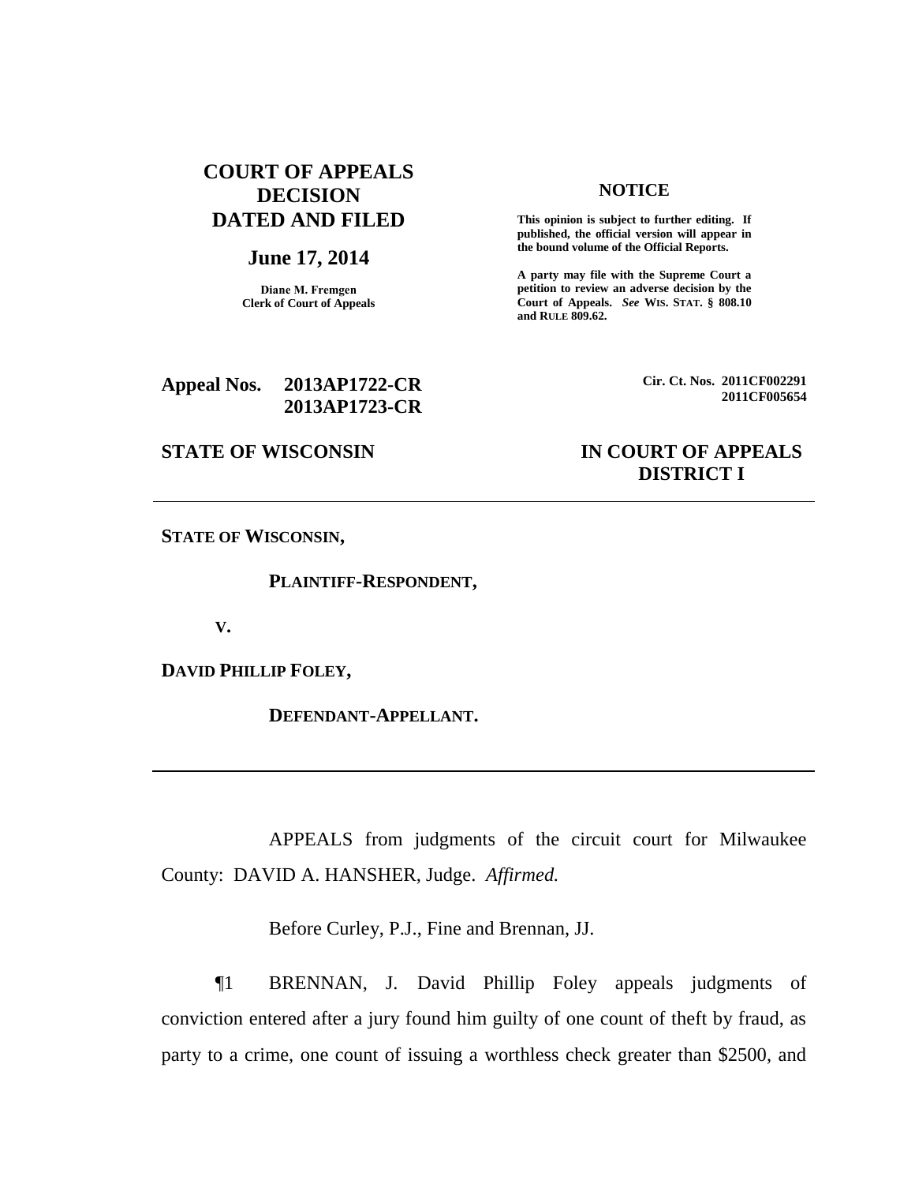**COURT OF APPEALS DECISION DATED AND FILED**

**June 17, 2014**

**Diane M. Fremgen**
**Clerk of Court of Appeals**

**NOTICE**

**This opinion is subject to further editing. If published, the official version will appear in the bound volume of the Official Reports.**

**A party may file with the Supreme Court a petition to review an adverse decision by the Court of Appeals.** ***See*** **WIS. STAT. § 808.10 and RULE 809.62.**

**Appeal Nos. 2013AP1722-CR**
**2013AP1723-CR**

**Cir. Ct. Nos. 2011CF002291**
**2011CF005654**

**STATE OF WISCONSIN** **IN COURT OF APPEALS**
**DISTRICT I**

---

**STATE OF WISCONSIN,**

**PLAINTIFF-RESPONDENT,**

**V.**

**DAVID PHILLIP FOLEY,**

**DEFENDANT-APPELLANT.**

---

APPEALS from judgments of the circuit court for Milwaukee County: DAVID A. HANSHER, Judge. *Affirmed.*

Before Curley, P.J., Fine and Brennan, JJ.

¶1 BRENNAN, J. David Phillip Foley appeals judgments of conviction entered after a jury found him guilty of one count of theft by fraud, as party to a crime, one count of issuing a worthless check greater than $2500, and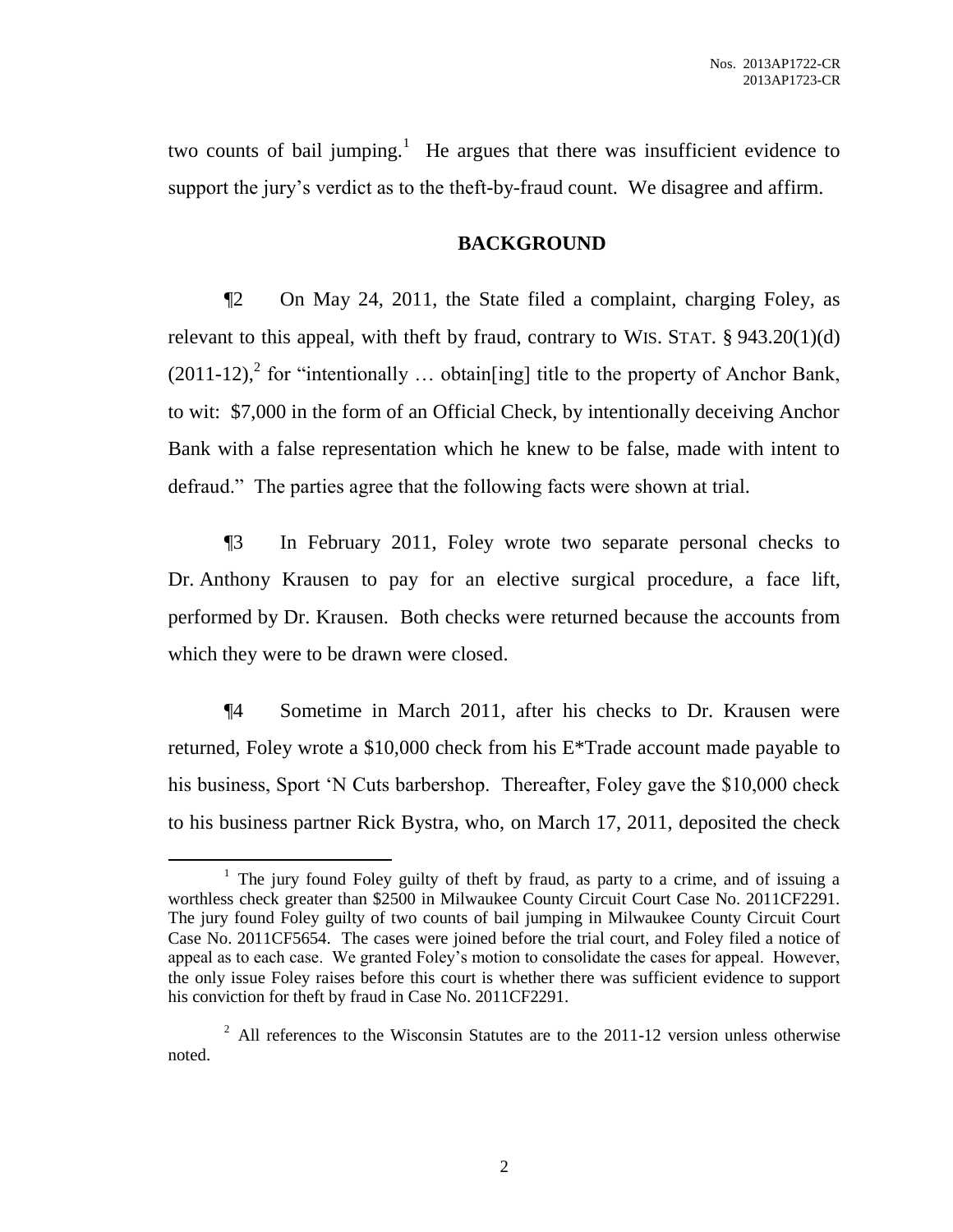two counts of bail jumping.[1] He argues that there was insufficient evidence to support the jury's verdict as to the theft-by-fraud count. We disagree and affirm.

## BACKGROUND

¶2 On May 24, 2011, the State filed a complaint, charging Foley, as relevant to this appeal, with theft by fraud, contrary to WIS. STAT. § 943.20(1)(d) (2011-12),[2] for "intentionally … obtain[ing] title to the property of Anchor Bank, to wit: $7,000 in the form of an Official Check, by intentionally deceiving Anchor Bank with a false representation which he knew to be false, made with intent to defraud." The parties agree that the following facts were shown at trial.

¶3 In February 2011, Foley wrote two separate personal checks to Dr. Anthony Krausen to pay for an elective surgical procedure, a face lift, performed by Dr. Krausen. Both checks were returned because the accounts from which they were to be drawn were closed.

¶4 Sometime in March 2011, after his checks to Dr. Krausen were returned, Foley wrote a $10,000 check from his E*Trade account made payable to his business, Sport 'N Cuts barbershop. Thereafter, Foley gave the $10,000 check to his business partner Rick Bystra, who, on March 17, 2011, deposited the check

---

[1] The jury found Foley guilty of theft by fraud, as party to a crime, and of issuing a worthless check greater than $2500 in Milwaukee County Circuit Court Case No. 2011CF2291. The jury found Foley guilty of two counts of bail jumping in Milwaukee County Circuit Court Case No. 2011CF5654. The cases were joined before the trial court, and Foley filed a notice of appeal as to each case. We granted Foley's motion to consolidate the cases for appeal. However, the only issue Foley raises before this court is whether there was sufficient evidence to support his conviction for theft by fraud in Case No. 2011CF2291.

[2] All references to the Wisconsin Statutes are to the 2011-12 version unless otherwise noted.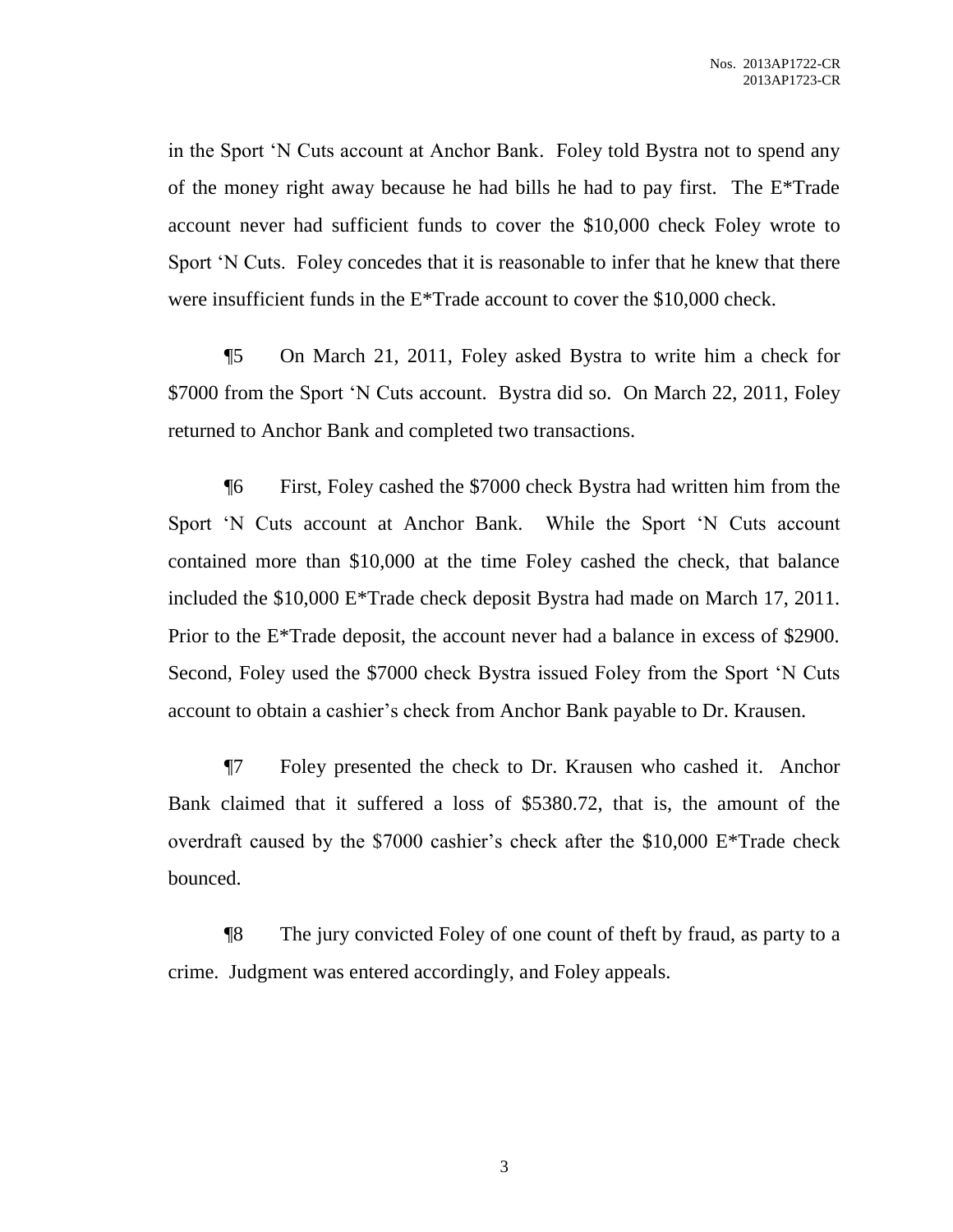in the Sport 'N Cuts account at Anchor Bank. Foley told Bystra not to spend any of the money right away because he had bills he had to pay first. The E*Trade account never had sufficient funds to cover the $10,000 check Foley wrote to Sport 'N Cuts. Foley concedes that it is reasonable to infer that he knew that there were insufficient funds in the E*Trade account to cover the $10,000 check.

¶5 On March 21, 2011, Foley asked Bystra to write him a check for $7000 from the Sport 'N Cuts account. Bystra did so. On March 22, 2011, Foley returned to Anchor Bank and completed two transactions.

¶6 First, Foley cashed the $7000 check Bystra had written him from the Sport 'N Cuts account at Anchor Bank. While the Sport 'N Cuts account contained more than $10,000 at the time Foley cashed the check, that balance included the $10,000 E*Trade check deposit Bystra had made on March 17, 2011. Prior to the E*Trade deposit, the account never had a balance in excess of $2900. Second, Foley used the $7000 check Bystra issued Foley from the Sport 'N Cuts account to obtain a cashier's check from Anchor Bank payable to Dr. Krausen.

¶7 Foley presented the check to Dr. Krausen who cashed it. Anchor Bank claimed that it suffered a loss of $5380.72, that is, the amount of the overdraft caused by the $7000 cashier's check after the $10,000 E*Trade check bounced.

¶8 The jury convicted Foley of one count of theft by fraud, as party to a crime. Judgment was entered accordingly, and Foley appeals.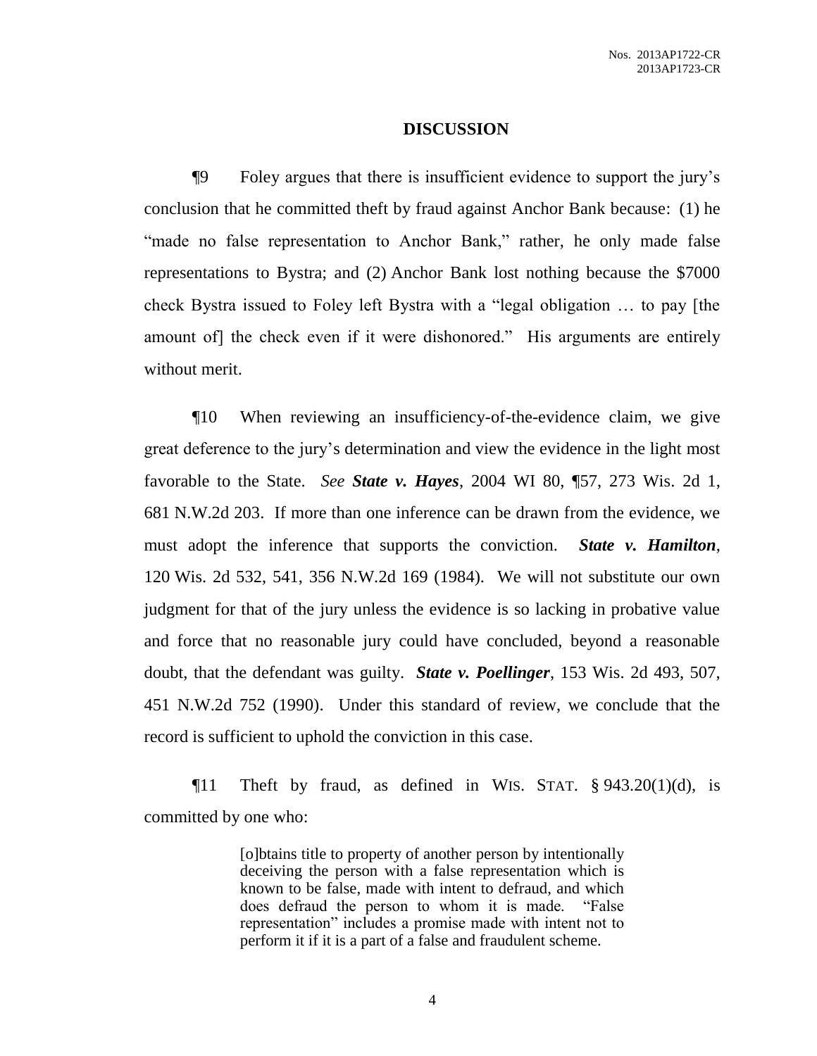## DISCUSSION

¶9 Foley argues that there is insufficient evidence to support the jury's conclusion that he committed theft by fraud against Anchor Bank because: (1) he "made no false representation to Anchor Bank," rather, he only made false representations to Bystra; and (2) Anchor Bank lost nothing because the $7000 check Bystra issued to Foley left Bystra with a "legal obligation … to pay [the amount of] the check even if it were dishonored." His arguments are entirely without merit.

¶10 When reviewing an insufficiency-of-the-evidence claim, we give great deference to the jury's determination and view the evidence in the light most favorable to the State. *See* ***State v. Hayes***, 2004 WI 80, ¶57, 273 Wis. 2d 1, 681 N.W.2d 203. If more than one inference can be drawn from the evidence, we must adopt the inference that supports the conviction. ***State v. Hamilton***, 120 Wis. 2d 532, 541, 356 N.W.2d 169 (1984). We will not substitute our own judgment for that of the jury unless the evidence is so lacking in probative value and force that no reasonable jury could have concluded, beyond a reasonable doubt, that the defendant was guilty. ***State v. Poellinger***, 153 Wis. 2d 493, 507, 451 N.W.2d 752 (1990). Under this standard of review, we conclude that the record is sufficient to uphold the conviction in this case.

¶11 Theft by fraud, as defined in WIS. STAT. § 943.20(1)(d), is committed by one who:

> [o]btains title to property of another person by intentionally deceiving the person with a false representation which is known to be false, made with intent to defraud, and which does defraud the person to whom it is made. "False representation" includes a promise made with intent not to perform it if it is a part of a false and fraudulent scheme.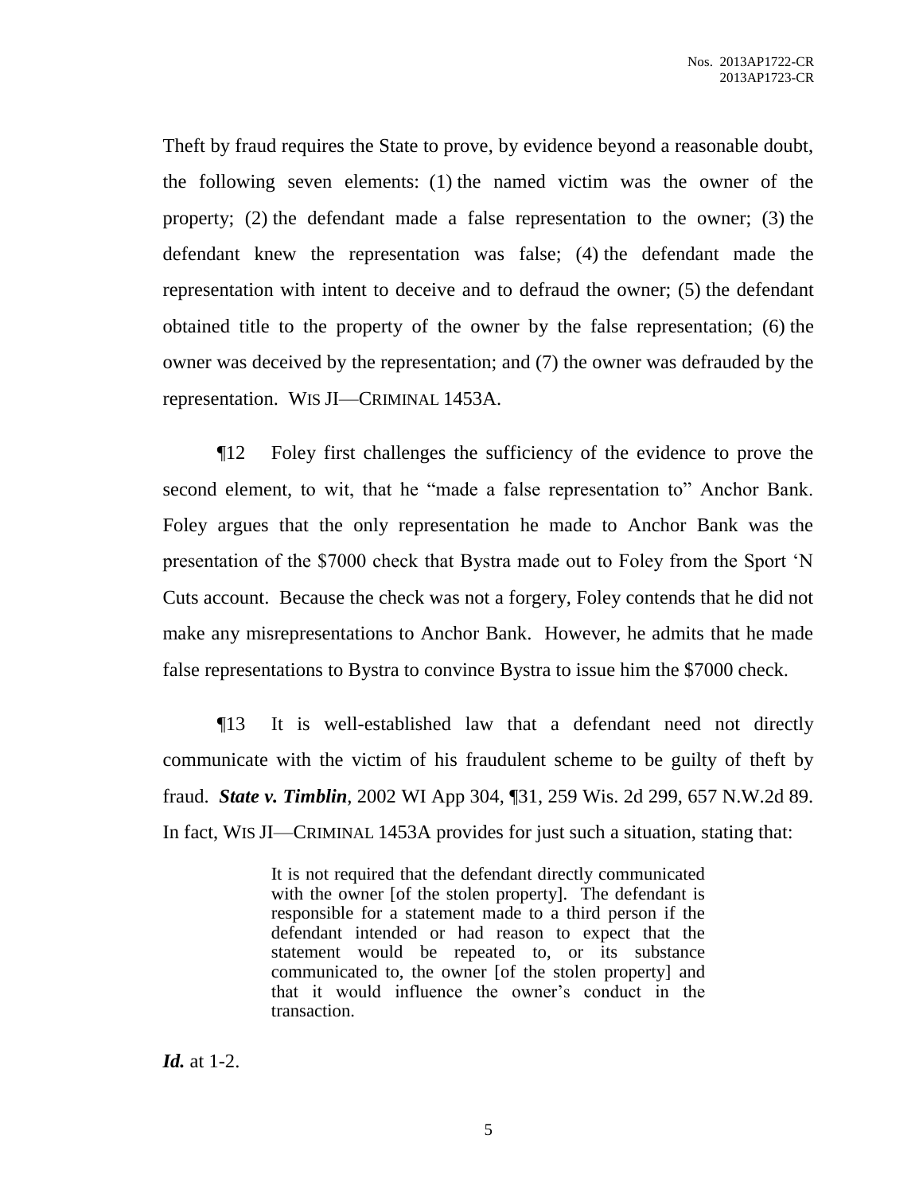Theft by fraud requires the State to prove, by evidence beyond a reasonable doubt, the following seven elements: (1) the named victim was the owner of the property; (2) the defendant made a false representation to the owner; (3) the defendant knew the representation was false; (4) the defendant made the representation with intent to deceive and to defraud the owner; (5) the defendant obtained title to the property of the owner by the false representation; (6) the owner was deceived by the representation; and (7) the owner was defrauded by the representation. WIS JI—CRIMINAL 1453A.

¶12 Foley first challenges the sufficiency of the evidence to prove the second element, to wit, that he "made a false representation to" Anchor Bank. Foley argues that the only representation he made to Anchor Bank was the presentation of the $7000 check that Bystra made out to Foley from the Sport 'N Cuts account. Because the check was not a forgery, Foley contends that he did not make any misrepresentations to Anchor Bank. However, he admits that he made false representations to Bystra to convince Bystra to issue him the $7000 check.

¶13 It is well-established law that a defendant need not directly communicate with the victim of his fraudulent scheme to be guilty of theft by fraud. ***State v. Timblin***, 2002 WI App 304, ¶31, 259 Wis. 2d 299, 657 N.W.2d 89. In fact, WIS JI—CRIMINAL 1453A provides for just such a situation, stating that:

> It is not required that the defendant directly communicated with the owner [of the stolen property]. The defendant is responsible for a statement made to a third person if the defendant intended or had reason to expect that the statement would be repeated to, or its substance communicated to, the owner [of the stolen property] and that it would influence the owner's conduct in the transaction.

***Id.*** at 1-2.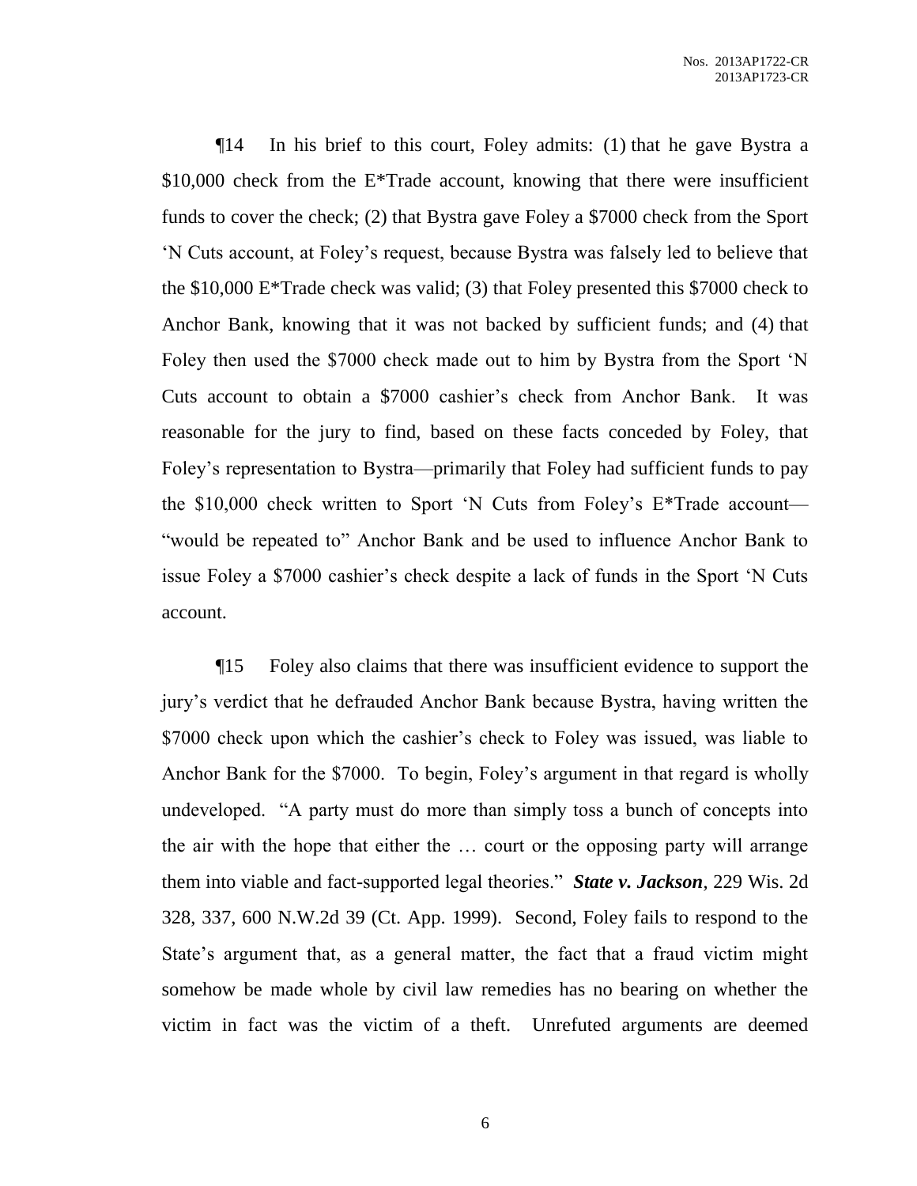¶14 In his brief to this court, Foley admits: (1) that he gave Bystra a $10,000 check from the E*Trade account, knowing that there were insufficient funds to cover the check; (2) that Bystra gave Foley a $7000 check from the Sport 'N Cuts account, at Foley's request, because Bystra was falsely led to believe that the $10,000 E*Trade check was valid; (3) that Foley presented this $7000 check to Anchor Bank, knowing that it was not backed by sufficient funds; and (4) that Foley then used the $7000 check made out to him by Bystra from the Sport 'N Cuts account to obtain a $7000 cashier's check from Anchor Bank. It was reasonable for the jury to find, based on these facts conceded by Foley, that Foley's representation to Bystra—primarily that Foley had sufficient funds to pay the $10,000 check written to Sport 'N Cuts from Foley's E*Trade account—"would be repeated to" Anchor Bank and be used to influence Anchor Bank to issue Foley a $7000 cashier's check despite a lack of funds in the Sport 'N Cuts account.

¶15 Foley also claims that there was insufficient evidence to support the jury's verdict that he defrauded Anchor Bank because Bystra, having written the $7000 check upon which the cashier's check to Foley was issued, was liable to Anchor Bank for the $7000. To begin, Foley's argument in that regard is wholly undeveloped. "A party must do more than simply toss a bunch of concepts into the air with the hope that either the … court or the opposing party will arrange them into viable and fact-supported legal theories." ***State v. Jackson***, 229 Wis. 2d 328, 337, 600 N.W.2d 39 (Ct. App. 1999). Second, Foley fails to respond to the State's argument that, as a general matter, the fact that a fraud victim might somehow be made whole by civil law remedies has no bearing on whether the victim in fact was the victim of a theft. Unrefuted arguments are deemed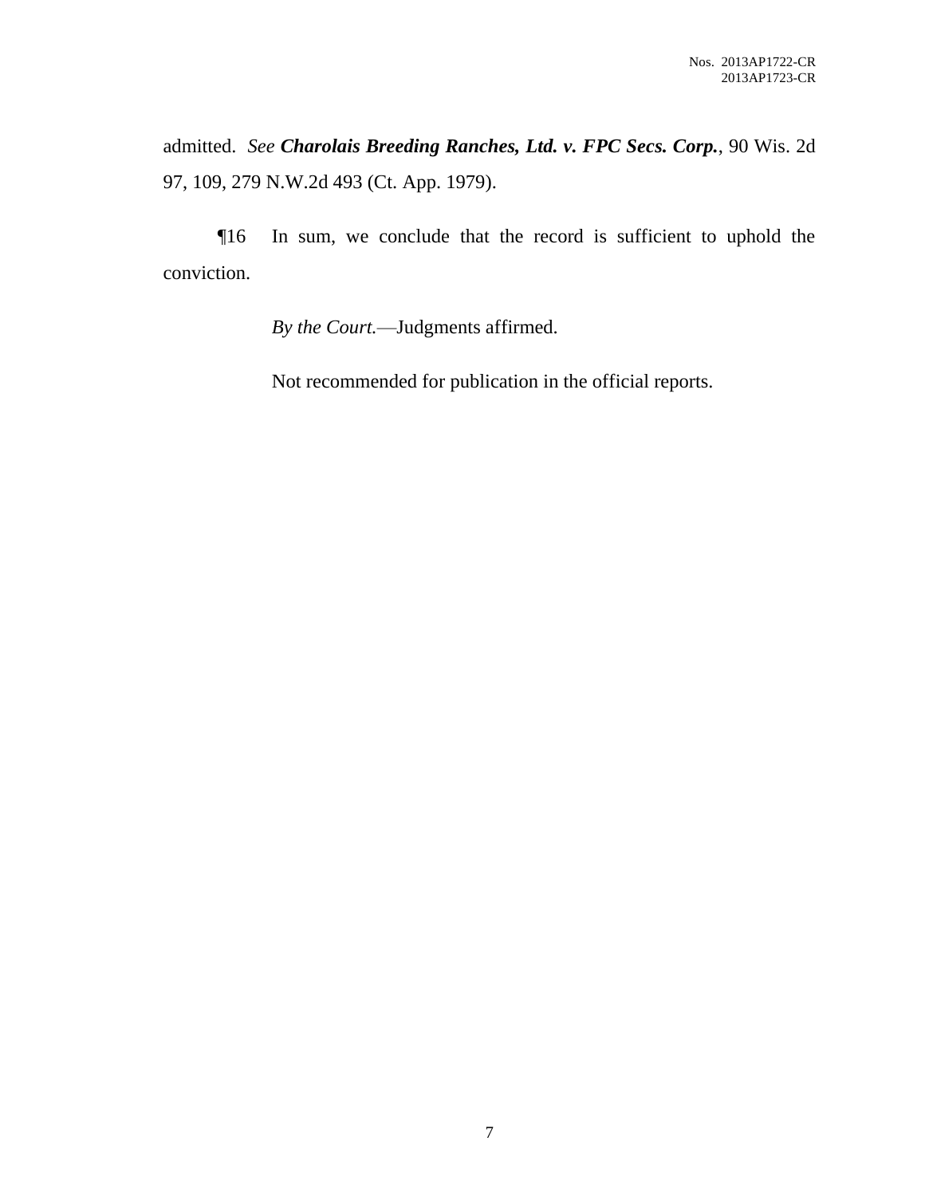admitted. *See* ***Charolais Breeding Ranches, Ltd. v. FPC Secs. Corp.***, 90 Wis. 2d 97, 109, 279 N.W.2d 493 (Ct. App. 1979).

¶16 In sum, we conclude that the record is sufficient to uphold the conviction.

*By the Court.*—Judgments affirmed.

Not recommended for publication in the official reports.